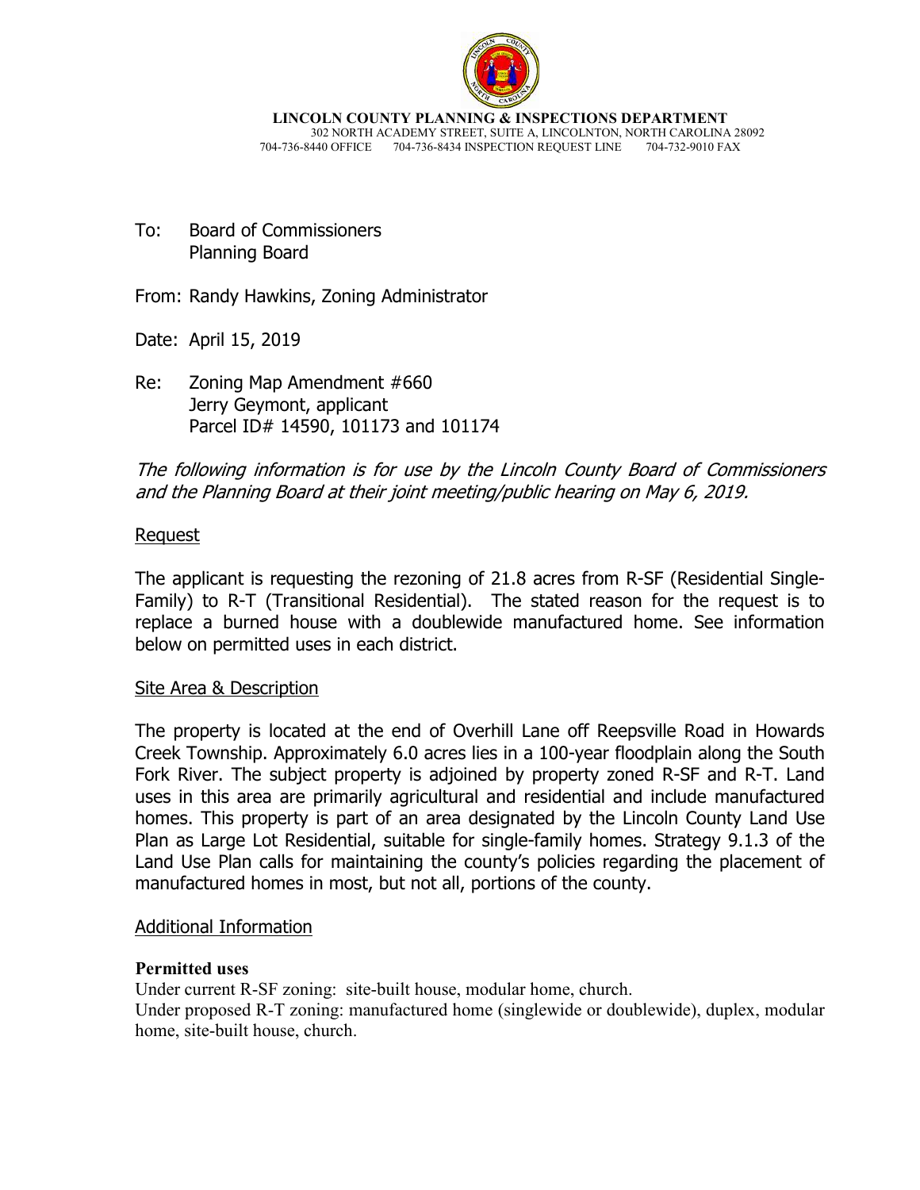**LINCOLN COUNTY PLANNING & INSPECTIONS DEPARTMENT**
302 NORTH ACADEMY STREET, SUITE A, LINCOLNTON, NORTH CAROLINA 28092
704-736-8440 OFFICE 704-736-8434 INSPECTION REQUEST LINE 704-732-9010 FAX

To: Board of Commissioners
Planning Board

From: Randy Hawkins, Zoning Administrator

Date: April 15, 2019

Re: Zoning Map Amendment #660
Jerry Geymont, applicant
Parcel ID# 14590, 101173 and 101174

*The following information is for use by the Lincoln County Board of Commissioners and the Planning Board at their joint meeting/public hearing on May 6, 2019.*

## Request

The applicant is requesting the rezoning of 21.8 acres from R-SF (Residential Single-Family) to R-T (Transitional Residential). The stated reason for the request is to replace a burned house with a doublewide manufactured home. See information below on permitted uses in each district.

## Site Area & Description

The property is located at the end of Overhill Lane off Reepsville Road in Howards Creek Township. Approximately 6.0 acres lies in a 100-year floodplain along the South Fork River. The subject property is adjoined by property zoned R-SF and R-T. Land uses in this area are primarily agricultural and residential and include manufactured homes. This property is part of an area designated by the Lincoln County Land Use Plan as Large Lot Residential, suitable for single-family homes. Strategy 9.1.3 of the Land Use Plan calls for maintaining the county's policies regarding the placement of manufactured homes in most, but not all, portions of the county.

## Additional Information

**Permitted uses**

Under current R-SF zoning: site-built house, modular home, church.

Under proposed R-T zoning: manufactured home (singlewide or doublewide), duplex, modular home, site-built house, church.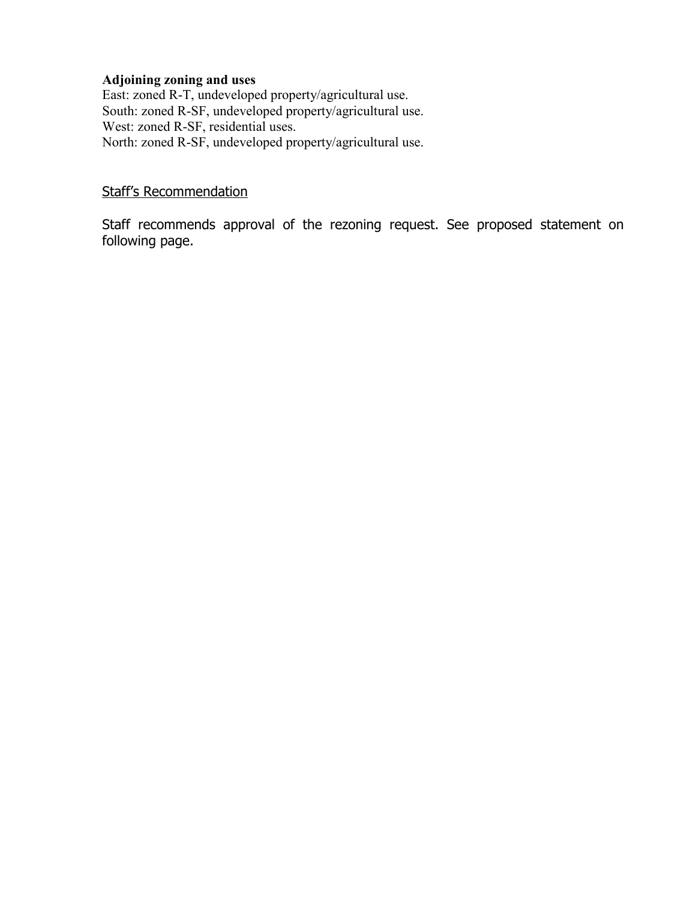**Adjoining zoning and uses**
East: zoned R-T, undeveloped property/agricultural use.
South: zoned R-SF, undeveloped property/agricultural use.
West: zoned R-SF, residential uses.
North: zoned R-SF, undeveloped property/agricultural use.

## Staff's Recommendation

Staff recommends approval of the rezoning request. See proposed statement on following page.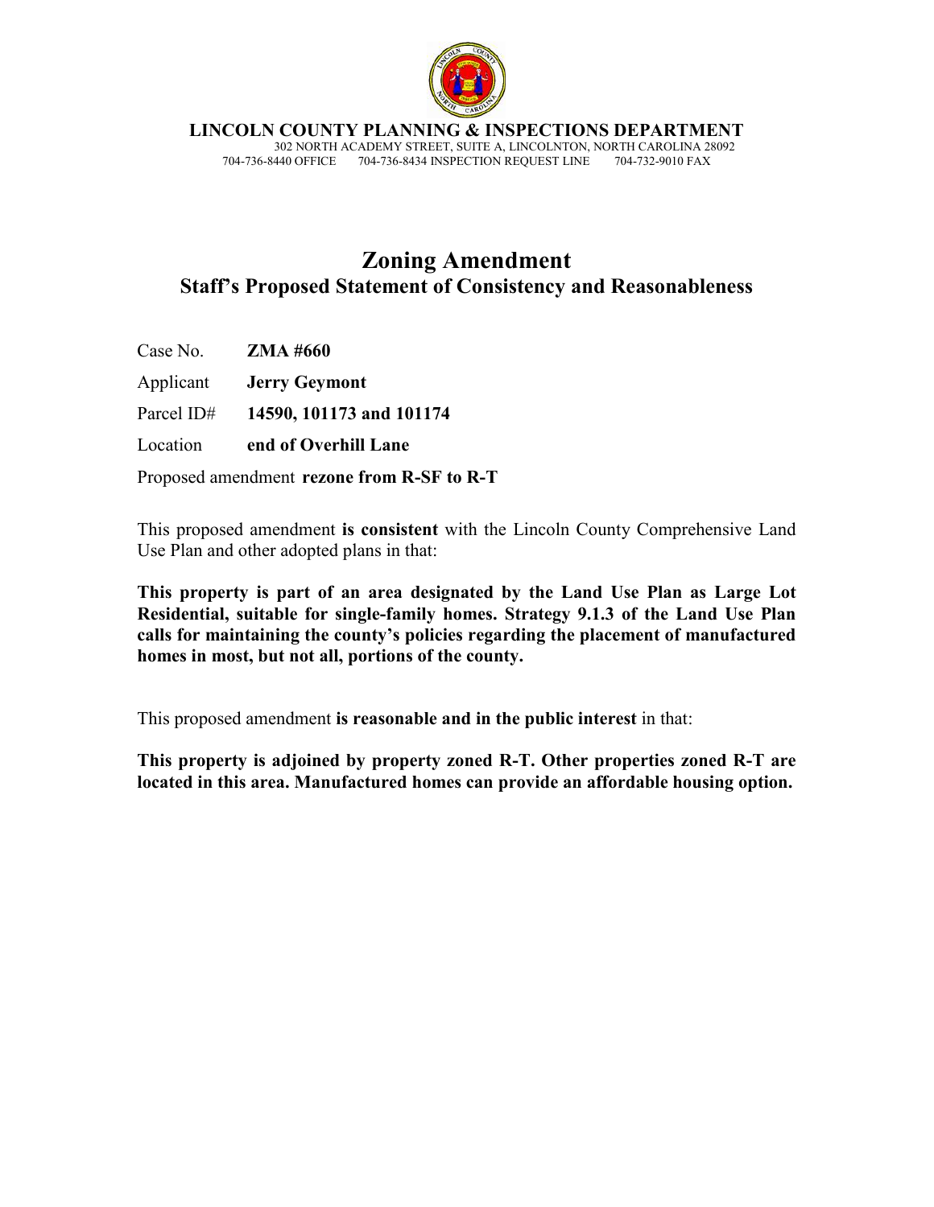**LINCOLN COUNTY PLANNING & INSPECTIONS DEPARTMENT**
302 NORTH ACADEMY STREET, SUITE A, LINCOLNTON, NORTH CAROLINA 28092
704-736-8440 OFFICE 704-736-8434 INSPECTION REQUEST LINE 704-732-9010 FAX

# Zoning Amendment
## Staff's Proposed Statement of Consistency and Reasonableness

Case No. **ZMA #660**

Applicant **Jerry Geymont**

Parcel ID# **14590, 101173 and 101174**

Location **end of Overhill Lane**

Proposed amendment **rezone from R-SF to R-T**

This proposed amendment **is consistent** with the Lincoln County Comprehensive Land Use Plan and other adopted plans in that:

**This property is part of an area designated by the Land Use Plan as Large Lot Residential, suitable for single-family homes. Strategy 9.1.3 of the Land Use Plan calls for maintaining the county's policies regarding the placement of manufactured homes in most, but not all, portions of the county.**

This proposed amendment **is reasonable and in the public interest** in that:

**This property is adjoined by property zoned R-T. Other properties zoned R-T are located in this area. Manufactured homes can provide an affordable housing option.**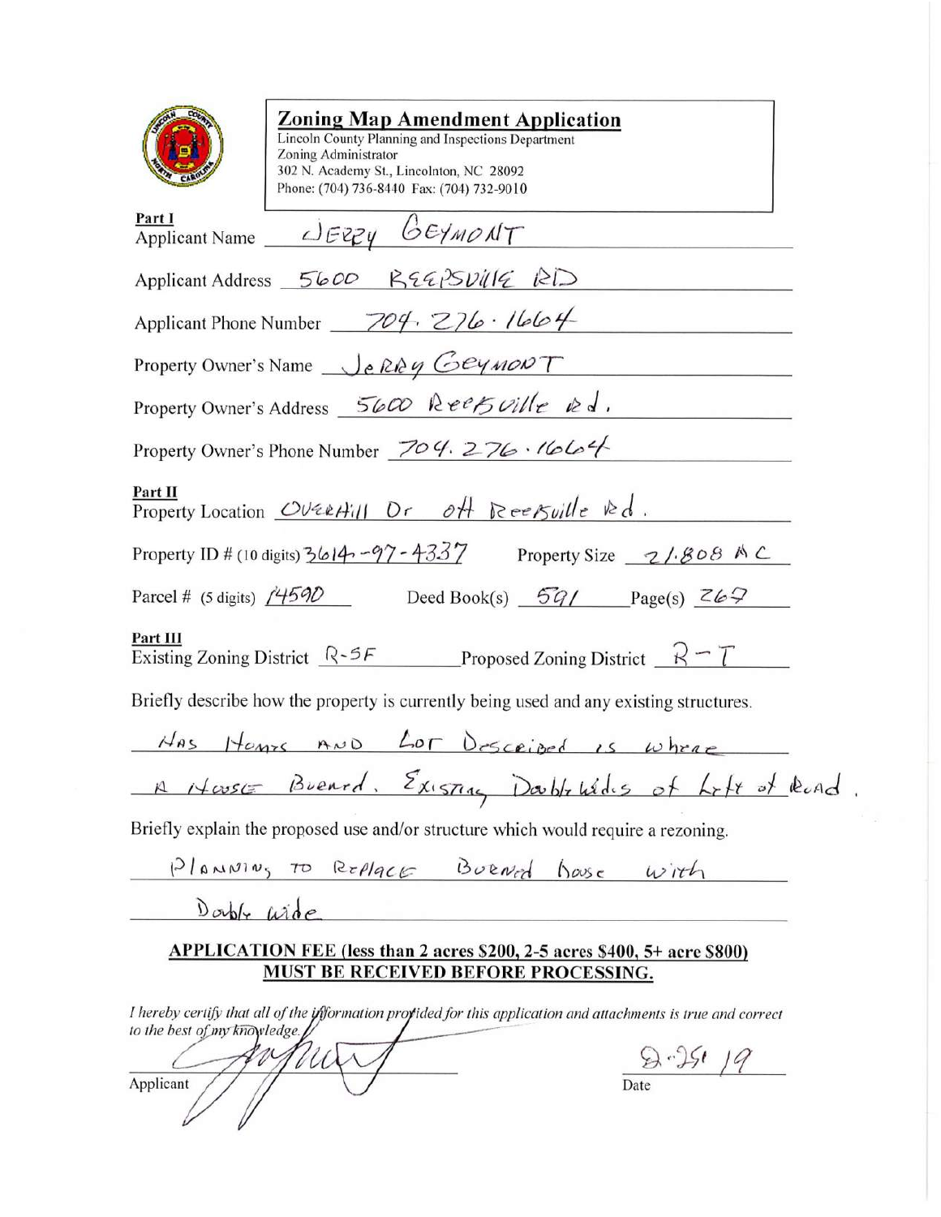# Zoning Map Amendment Application

Lincoln County Planning and Inspections Department
Zoning Administrator
302 N. Academy St., Lincolnton, NC 28092
Phone: (704) 736-8440 Fax: (704) 732-9010

**Part I**

Applicant Name JERRY GEYMONT

Applicant Address 5600 REEPSVILLE RD

Applicant Phone Number 704.276.1664

Property Owner's Name JERRY GEYMONT

Property Owner's Address 5600 Reepsville Rd.

Property Owner's Phone Number 704.276.1664

**Part II**

Property Location Overhill Dr off Reepsville Rd.

Property ID # (10 digits) 3614-97-4337 Property Size 21.808 AC

Parcel # (5 digits) 14590 Deed Book(s) 591 Page(s) 269

**Part III**

Existing Zoning District R-SF Proposed Zoning District R-T

Briefly describe how the property is currently being used and any existing structures.

HAS HOMES AND LOT DESCRIBED IS WHERE A HOUSE BURNED. EXISTING DOUBLEWIDES OF LEFT OF ROAD.

Briefly explain the proposed use and/or structure which would require a rezoning.

PLANNING TO REPLACE BURNED HOUSE WITH DOUBLE WIDE

**APPLICATION FEE (less than 2 acres $200, 2-5 acres $400, 5+ acre $800) MUST BE RECEIVED BEFORE PROCESSING.**

*I hereby certify that all of the information provided for this application and attachments is true and correct to the best of my knowledge.*

Applicant [signature] Date 2-25-19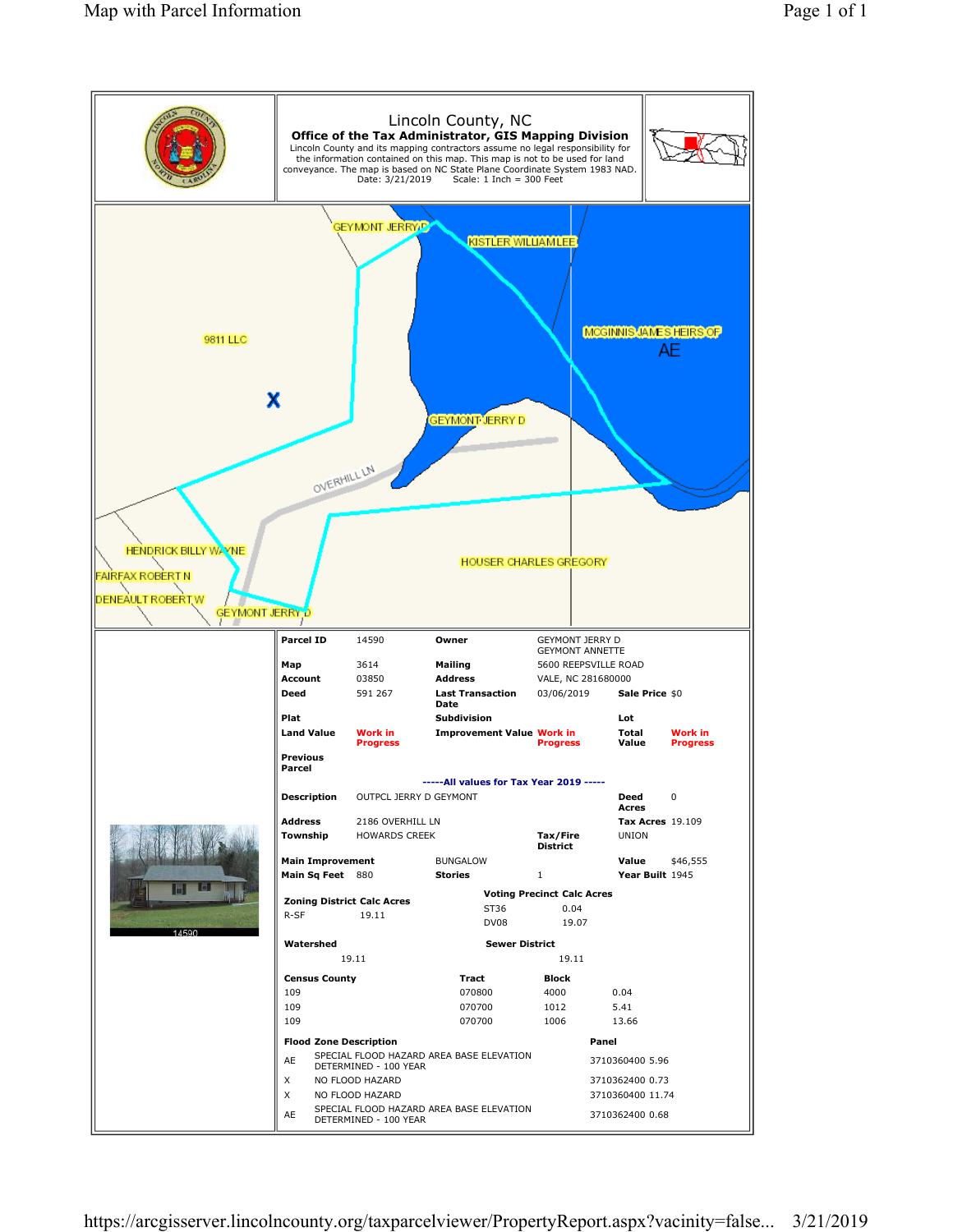# Lincoln County, NC

**Office of the Tax Administrator, GIS Mapping Division**

Lincoln County and its mapping contractors assume no legal responsibility for the information contained on this map. This map is not to be used for land conveyance. The map is based on NC State Plane Coordinate System 1983 NAD.

Date: 3/21/2019 Scale: 1 Inch = 300 Feet

GEYMONT JERRY D
KISTLER WILLIAM LEE
MCGINNIS JAMES HEIRS OF
AE
9811 LLC
X
GEYMONT JERRY D
OVERHILL LN
HENDRICK BILLY WAYNE
FAIRFAX ROBERT N
DENEAULT ROBERT W
GEYMONT JERRY D
HOUSER CHARLES GREGORY

14590

| | | | | | |
|---|---|---|---|---|---|
| **Parcel ID** | 14590 | **Owner** | GEYMONT JERRY D<br>GEYMONT ANNETTE | | |
| **Map** | 3614 | **Mailing** | 5600 REEPSVILLE ROAD | | |
| **Account** | 03850 | **Address** | VALE, NC 281680000 | | |
| **Deed** | 591 267 | **Last Transaction Date** | 03/06/2019 | **Sale Price** | $0 |
| **Plat** | | **Subdivision** | | **Lot** | |
| **Land Value** | Work in Progress | **Improvement Value** | Work in Progress | **Total Value** | Work in Progress |
| **Previous Parcel** | | | | | |

-----All values for Tax Year 2019 -----

| | | | | | |
|---|---|---|---|---|---|
| **Description** | OUTPCL JERRY D GEYMONT | | | **Deed Acres** | 0 |
| **Address** | 2186 OVERHILL LN | | | **Tax Acres** | 19.109 |
| **Township** | HOWARDS CREEK | | **Tax/Fire District** | UNION | |
| **Main Improvement** | | BUNGALOW | | **Value** | $46,555 |
| **Main Sq Feet** | 880 | **Stories** | 1 | **Year Built** | 1945 |

| Zoning District | Calc Acres |
|---|---|
| R-SF | 19.11 |

| Voting Precinct | Calc Acres |
|---|---|
| ST36 | 0.04 |
| DV08 | 19.07 |

| Watershed | Sewer District |
|---|---|
| 19.11 | 19.11 |

| Census County | Tract | Block | |
|---|---|---|---|
| 109 | 070800 | 4000 | 0.04 |
| 109 | 070700 | 1012 | 5.41 |
| 109 | 070700 | 1006 | 13.66 |

| Flood Zone | Description | Panel |
|---|---|---|
| AE | SPECIAL FLOOD HAZARD AREA BASE ELEVATION DETERMINED - 100 YEAR | 3710360400 5.96 |
| X | NO FLOOD HAZARD | 3710362400 0.73 |
| X | NO FLOOD HAZARD | 3710360400 11.74 |
| AE | SPECIAL FLOOD HAZARD AREA BASE ELEVATION DETERMINED - 100 YEAR | 3710362400 0.68 |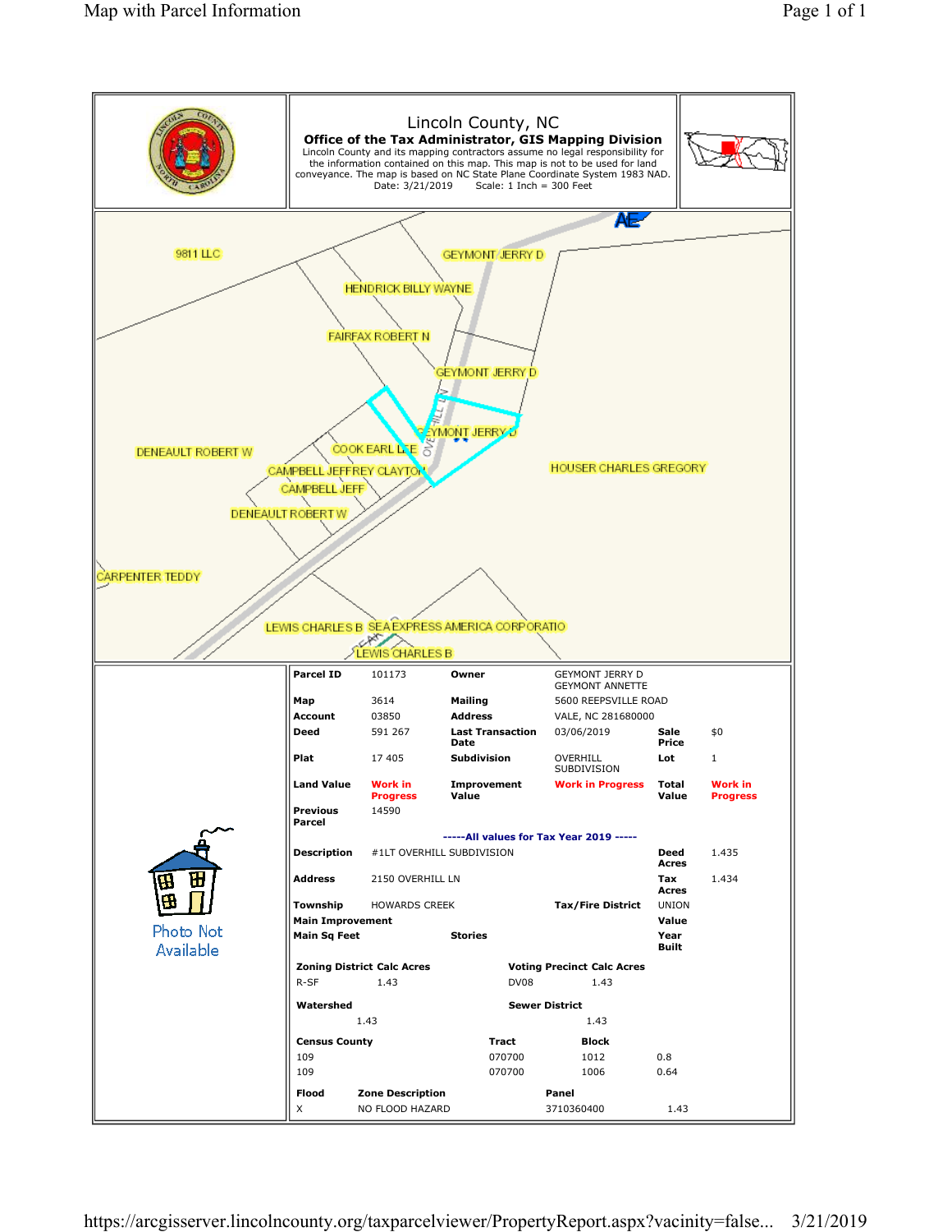# Lincoln County, NC

**Office of the Tax Administrator, GIS Mapping Division**

Lincoln County and its mapping contractors assume no legal responsibility for the information contained on this map. This map is not to be used for land conveyance. The map is based on NC State Plane Coordinate System 1983 NAD.

Date: 3/21/2019 Scale: 1 Inch = 300 Feet

9811 LLC
GEYMONT JERRY D
HENDRICK BILLY WAYNE
FAIRFAX ROBERT N
GEYMONT JERRY D
GEYMONT JERRY D
DENEAULT ROBERT W
COOK EARL LEE
CAMPBELL JEFFREY CLAYTON
CAMPBELL JEFF
HOUSER CHARLES GREGORY
DENEAULT ROBERT W
CARPENTER TEDDY
LEWIS CHARLES B
SEA EXPRESS AMERICA CORPORATIO
LEWIS CHARLES B
OVERHILL LN

Photo Not Available

| | | | | | |
|---|---|---|---|---|---|
| **Parcel ID** | 101173 | **Owner** | GEYMONT JERRY D<br>GEYMONT ANNETTE | | |
| **Map** | 3614 | **Mailing** | 5600 REEPSVILLE ROAD | | |
| **Account** | 03850 | **Address** | VALE, NC 281680000 | | |
| **Deed** | 591 267 | **Last Transaction Date** | 03/06/2019 | **Sale Price** | $0 |
| **Plat** | 17 405 | **Subdivision** | OVERHILL SUBDIVISION | **Lot** | 1 |
| **Land Value** | Work in Progress | **Improvement Value** | Work in Progress | **Total Value** | Work in Progress |
| **Previous Parcel** | 14590 | | | | |

-----All values for Tax Year 2019 -----

| | | | | | |
|---|---|---|---|---|---|
| **Description** | #1LT OVERHILL SUBDIVISION | | | **Deed Acres** | 1.435 |
| **Address** | 2150 OVERHILL LN | | | **Tax Acres** | 1.434 |
| **Township** | HOWARDS CREEK | | **Tax/Fire District** | UNION | |
| **Main Improvement** | | | | **Value** | |
| **Main Sq Feet** | | **Stories** | | **Year Built** | |

| **Zoning District** | **Calc Acres** | **Voting Precinct** | **Calc Acres** |
|---|---|---|---|
| R-SF | 1.43 | DV08 | 1.43 |

| **Watershed** | | **Sewer District** | |
|---|---|---|---|
| | 1.43 | | 1.43 |

| **Census County** | **Tract** | **Block** | |
|---|---|---|---|
| 109 | 070700 | 1012 | 0.8 |
| 109 | 070700 | 1006 | 0.64 |

| **Flood** | **Zone Description** | **Panel** | |
|---|---|---|---|
| X | NO FLOOD HAZARD | 3710360400 | 1.43 |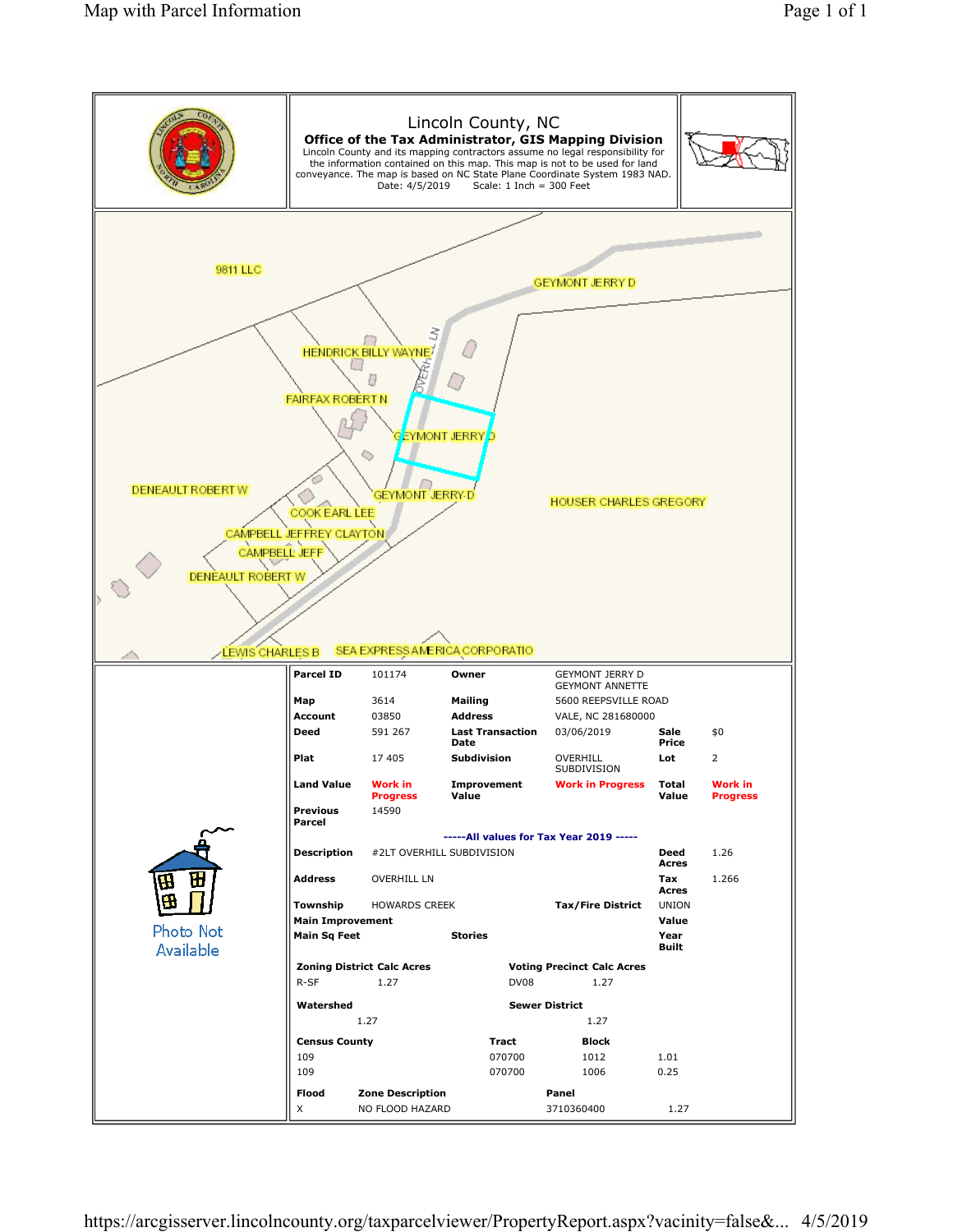# Lincoln County, NC

**Office of the Tax Administrator, GIS Mapping Division**

Lincoln County and its mapping contractors assume no legal responsibility for the information contained on this map. This map is not to be used for land conveyance. The map is based on NC State Plane Coordinate System 1983 NAD.

Date: 4/5/2019 Scale: 1 Inch = 300 Feet

9811 LLC
GEYMONT JERRY D
HENDRICK BILLY WAYNE
OVERHILL LN
FAIRFAX ROBERT N
GEYMONT JERRY D
DENEAULT ROBERT W
GEYMONT JERRY D
HOUSER CHARLES GREGORY
COOK EARL LEE
CAMPBELL JEFFREY CLAYTON
CAMPBELL JEFF
DENEAULT ROBERT W
LEWIS CHARLES B
SEA EXPRESS AMERICA CORPORATIO

| | | | | | |
|---|---|---|---|---|---|
| **Parcel ID** | 101174 | **Owner** | GEYMONT JERRY D<br>GEYMONT ANNETTE | | |
| **Map** | 3614 | **Mailing** | 5600 REEPSVILLE ROAD | | |
| **Account** | 03850 | **Address** | VALE, NC 281680000 | | |
| **Deed** | 591 267 | **Last Transaction Date** | 03/06/2019 | **Sale Price** | $0 |
| **Plat** | 17 405 | **Subdivision** | OVERHILL SUBDIVISION | **Lot** | 2 |
| **Land Value** | Work in Progress | **Improvement Value** | Work in Progress | **Total Value** | Work in Progress |
| **Previous Parcel** | 14590 | | | | |

-----All values for Tax Year 2019 -----

| | | | | | |
|---|---|---|---|---|---|
| **Description** | #2LT OVERHILL SUBDIVISION | | | **Deed Acres** | 1.26 |
| **Address** | OVERHILL LN | | | **Tax Acres** | 1.266 |
| **Township** | HOWARDS CREEK | | **Tax/Fire District** | UNION | |
| **Main Improvement** | | | | **Value** | |
| **Main Sq Feet** | | **Stories** | | **Year Built** | |

Photo Not Available

| **Zoning District** | **Calc Acres** | **Voting Precinct** | **Calc Acres** |
|---|---|---|---|
| R-SF | 1.27 | DV08 | 1.27 |

| **Watershed** | | **Sewer District** | |
|---|---|---|---|
| | 1.27 | | 1.27 |

| **Census County** | **Tract** | **Block** | |
|---|---|---|---|
| 109 | 070700 | 1012 | 1.01 |
| 109 | 070700 | 1006 | 0.25 |

| **Flood** | **Zone Description** | **Panel** | |
|---|---|---|---|
| X | NO FLOOD HAZARD | 3710360400 | 1.27 |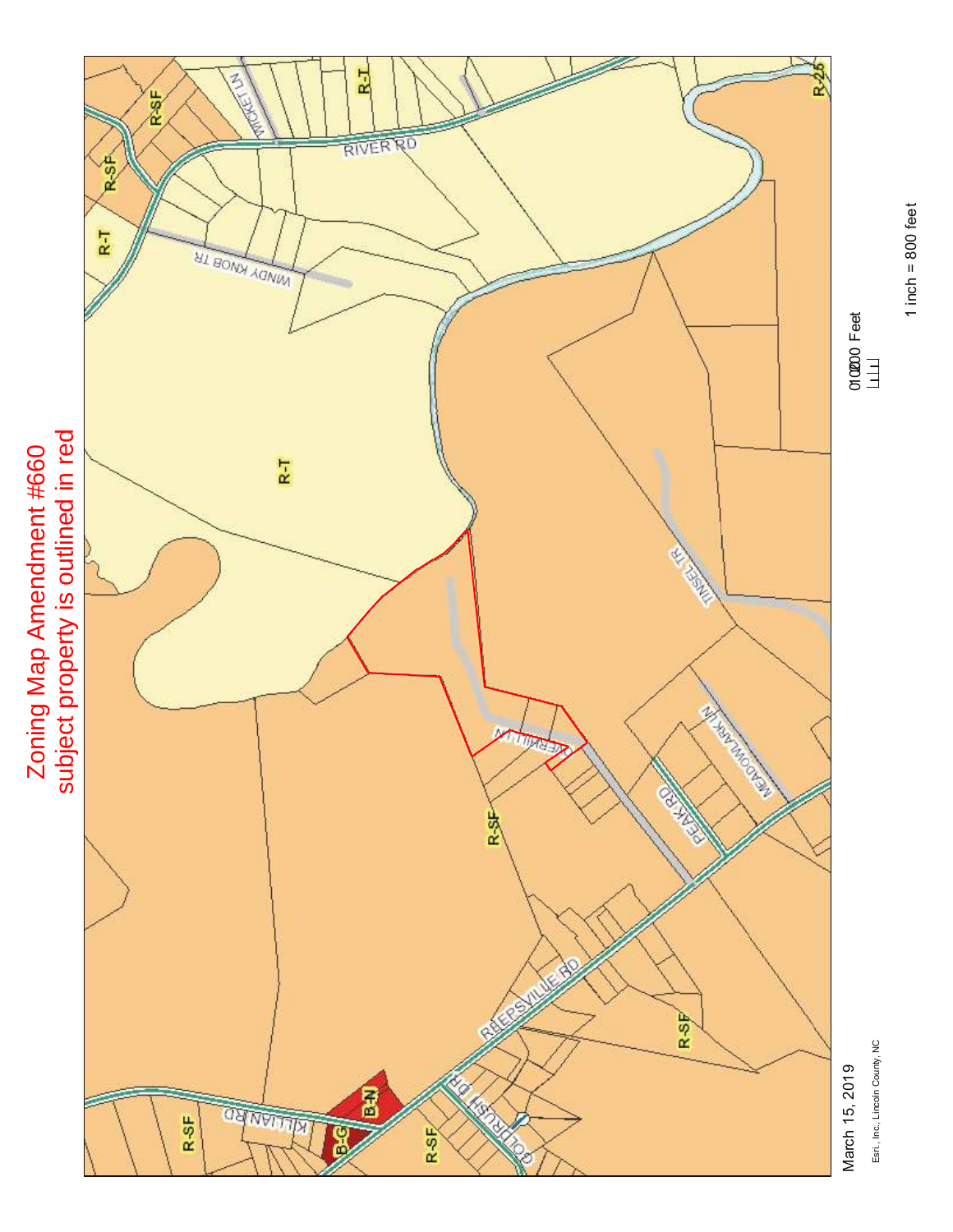# Zoning Map Amendment #660

subject property is outlined in red

R-SF

R-T

R-SF

R-SF

R-SF

R-SF

R-SF

B-N

B-G

R-25

RIVER RD

WINDY KNOB TR

WICKET LN

TINSEL TR

MEADOWLARK LN

PEAK RD

REEPSVILLE RD

KILLIAN RD

GOLDRUSH DR

DUFFERIN LN

March 15, 2019

Esri., Inc., Lincoln County, NC

0 100 200 Feet

1 inch = 800 feet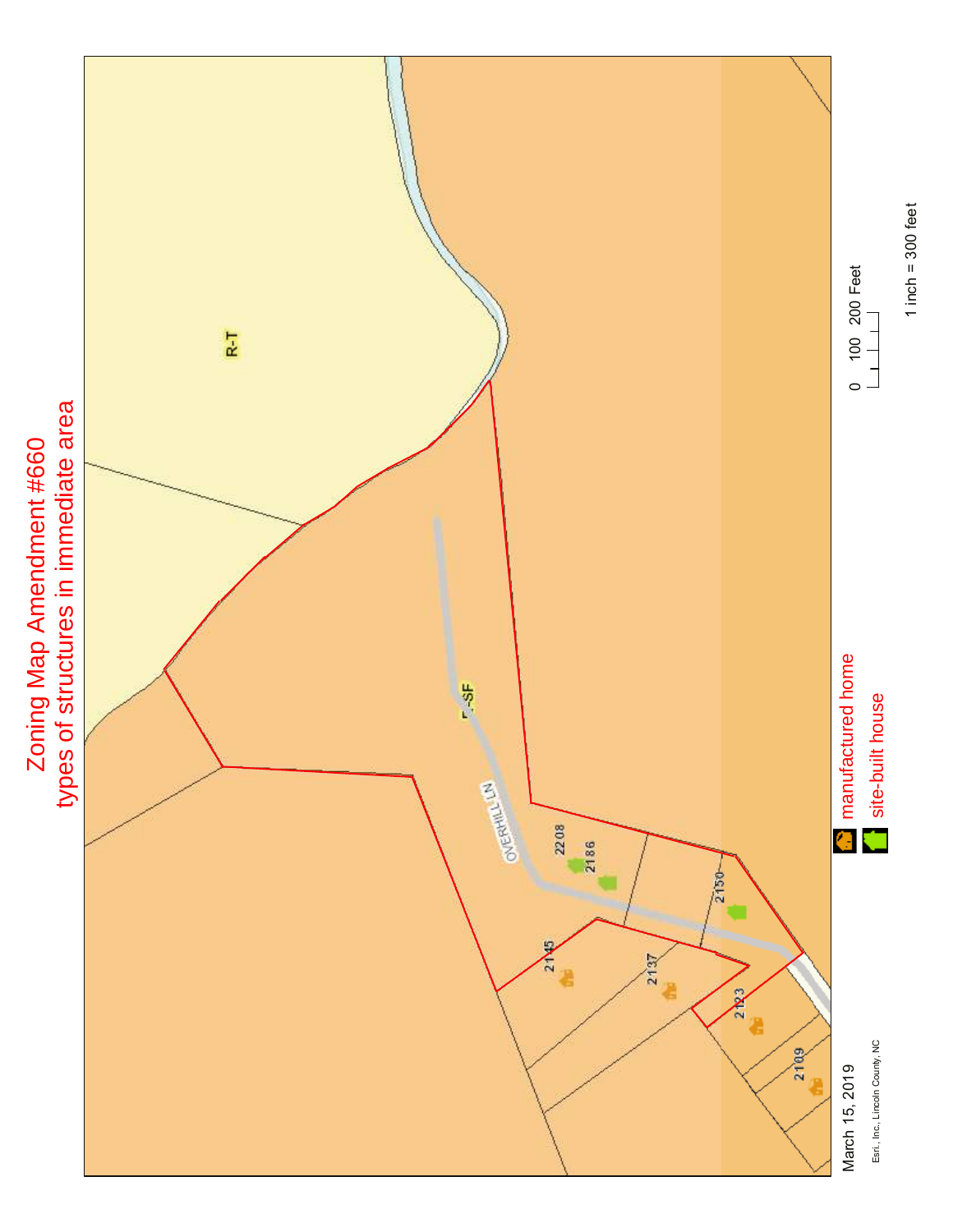# Zoning Map Amendment #660

## types of structures in immediate area

R-T

R-SF

OVERHILL LN

2208

2186

2150

2145

2137

2123

2109

manufactured home

site-built house

0 100 200 Feet

1 inch = 300 feet

March 15, 2019

Esri., Inc., Lincoln County, NC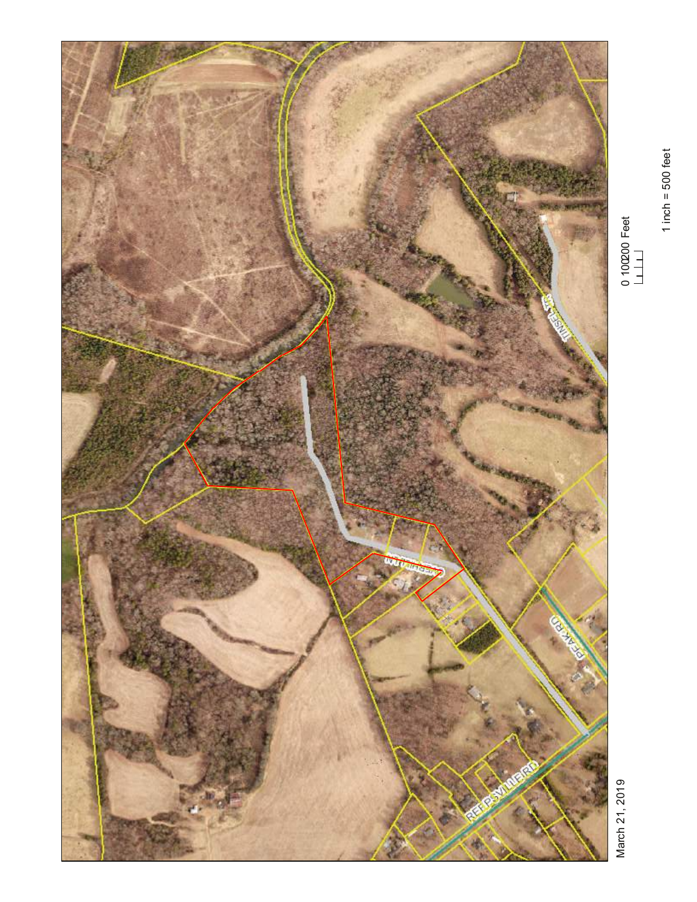March 21, 2019

0 100 200 Feet

1 inch = 500 feet